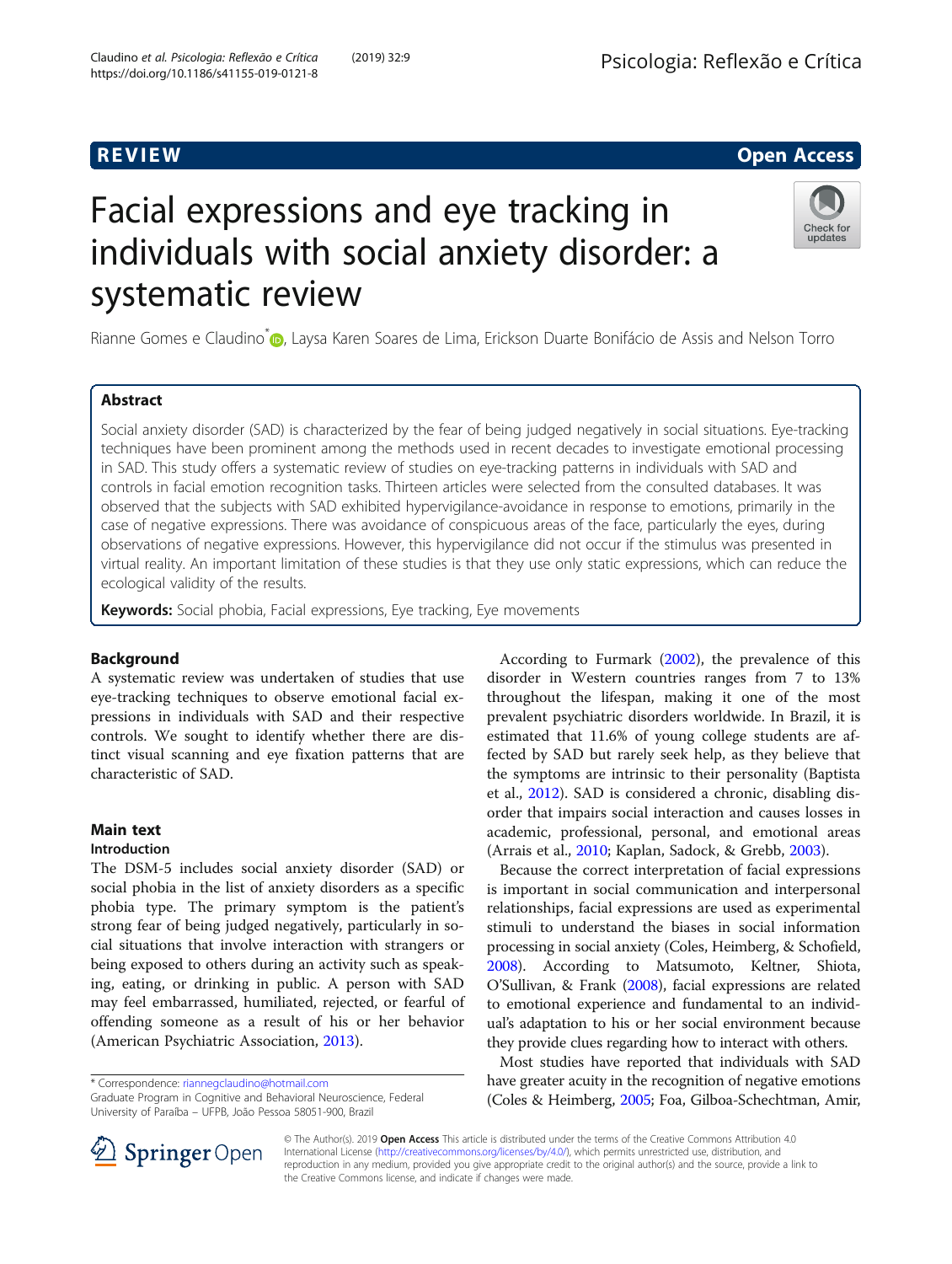REVIEW Open Access

# Facial expressions and eye tracking in individuals with social anxiety disorder: a systematic review

Rianne Gomes e Claudino*, Laysa Karen Soares de Lima, Erickson Duarte Bonifácio de Assis and Nelson Torro

## Abstract

Social anxiety disorder (SAD) is characterized by the fear of being judged negatively in social situations. Eye-tracking techniques have been prominent among the methods used in recent decades to investigate emotional processing in SAD. This study offers a systematic review of studies on eye-tracking patterns in individuals with SAD and controls in facial emotion recognition tasks. Thirteen articles were selected from the consulted databases. It was observed that the subjects with SAD exhibited hypervigilance-avoidance in response to emotions, primarily in the case of negative expressions. There was avoidance of conspicuous areas of the face, particularly the eyes, during observations of negative expressions. However, this hypervigilance did not occur if the stimulus was presented in virtual reality. An important limitation of these studies is that they use only static expressions, which can reduce the ecological validity of the results.

**Keywords:** Social phobia, Facial expressions, Eye tracking, Eye movements

## Background

A systematic review was undertaken of studies that use eye-tracking techniques to observe emotional facial expressions in individuals with SAD and their respective controls. We sought to identify whether there are distinct visual scanning and eye fixation patterns that are characteristic of SAD.

## Main text

### Introduction

The DSM-5 includes social anxiety disorder (SAD) or social phobia in the list of anxiety disorders as a specific phobia type. The primary symptom is the patient's strong fear of being judged negatively, particularly in social situations that involve interaction with strangers or being exposed to others during an activity such as speaking, eating, or drinking in public. A person with SAD may feel embarrassed, humiliated, rejected, or fearful of offending someone as a result of his or her behavior (American Psychiatric Association, 2013).

According to Furmark (2002), the prevalence of this disorder in Western countries ranges from 7 to 13% throughout the lifespan, making it one of the most prevalent psychiatric disorders worldwide. In Brazil, it is estimated that 11.6% of young college students are affected by SAD but rarely seek help, as they believe that the symptoms are intrinsic to their personality (Baptista et al., 2012). SAD is considered a chronic, disabling disorder that impairs social interaction and causes losses in academic, professional, personal, and emotional areas (Arrais et al., 2010; Kaplan, Sadock, & Grebb, 2003).

Because the correct interpretation of facial expressions is important in social communication and interpersonal relationships, facial expressions are used as experimental stimuli to understand the biases in social information processing in social anxiety (Coles, Heimberg, & Schofield, 2008). According to Matsumoto, Keltner, Shiota, O'Sullivan, & Frank (2008), facial expressions are related to emotional experience and fundamental to an individual's adaptation to his or her social environment because they provide clues regarding how to interact with others.

Most studies have reported that individuals with SAD have greater acuity in the recognition of negative emotions (Coles & Heimberg, 2005; Foa, Gilboa-Schechtman, Amir,

* Correspondence: riannegclaudino@hotmail.com
Graduate Program in Cognitive and Behavioral Neuroscience, Federal University of Paraíba – UFPB, João Pessoa 58051-900, Brazil

© The Author(s). 2019 **Open Access** This article is distributed under the terms of the Creative Commons Attribution 4.0 International License (http://creativecommons.org/licenses/by/4.0/), which permits unrestricted use, distribution, and reproduction in any medium, provided you give appropriate credit to the original author(s) and the source, provide a link to the Creative Commons license, and indicate if changes were made.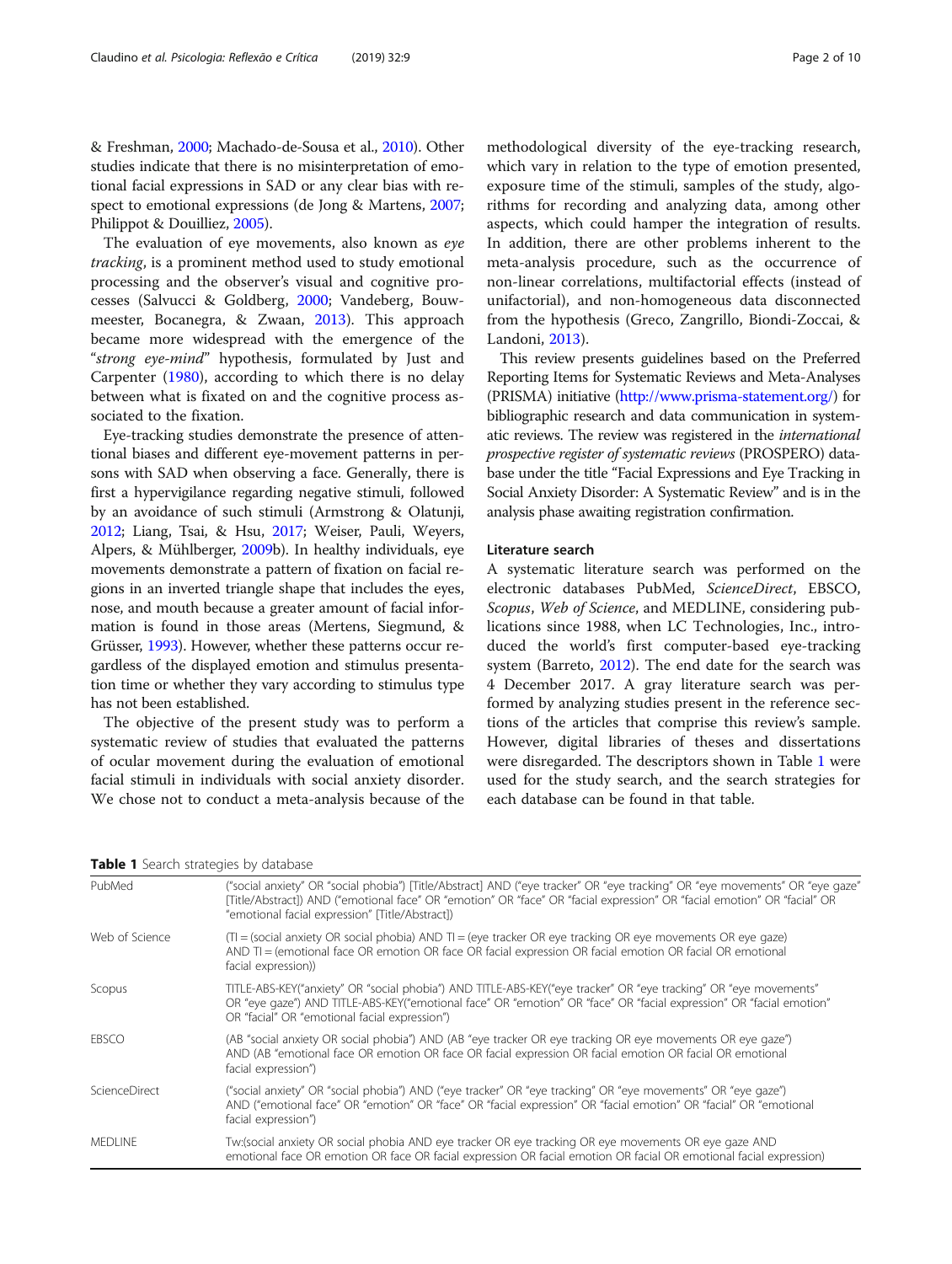& Freshman, 2000; Machado-de-Sousa et al., 2010). Other studies indicate that there is no misinterpretation of emotional facial expressions in SAD or any clear bias with respect to emotional expressions (de Jong & Martens, 2007; Philippot & Douilliez, 2005).

The evaluation of eye movements, also known as *eye tracking*, is a prominent method used to study emotional processing and the observer's visual and cognitive processes (Salvucci & Goldberg, 2000; Vandeberg, Bouwmeester, Bocanegra, & Zwaan, 2013). This approach became more widespread with the emergence of the "*strong eye-mind*" hypothesis, formulated by Just and Carpenter (1980), according to which there is no delay between what is fixated on and the cognitive process associated to the fixation.

Eye-tracking studies demonstrate the presence of attentional biases and different eye-movement patterns in persons with SAD when observing a face. Generally, there is first a hypervigilance regarding negative stimuli, followed by an avoidance of such stimuli (Armstrong & Olatunji, 2012; Liang, Tsai, & Hsu, 2017; Weiser, Pauli, Weyers, Alpers, & Mühlberger, 2009b). In healthy individuals, eye movements demonstrate a pattern of fixation on facial regions in an inverted triangle shape that includes the eyes, nose, and mouth because a greater amount of facial information is found in those areas (Mertens, Siegmund, & Grüsser, 1993). However, whether these patterns occur regardless of the displayed emotion and stimulus presentation time or whether they vary according to stimulus type has not been established.

The objective of the present study was to perform a systematic review of studies that evaluated the patterns of ocular movement during the evaluation of emotional facial stimuli in individuals with social anxiety disorder. We chose not to conduct a meta-analysis because of the methodological diversity of the eye-tracking research, which vary in relation to the type of emotion presented, exposure time of the stimuli, samples of the study, algorithms for recording and analyzing data, among other aspects, which could hamper the integration of results. In addition, there are other problems inherent to the meta-analysis procedure, such as the occurrence of non-linear correlations, multifactorial effects (instead of unifactorial), and non-homogeneous data disconnected from the hypothesis (Greco, Zangrillo, Biondi-Zoccai, & Landoni, 2013).

This review presents guidelines based on the Preferred Reporting Items for Systematic Reviews and Meta-Analyses (PRISMA) initiative (http://www.prisma-statement.org/) for bibliographic research and data communication in systematic reviews. The review was registered in the *international prospective register of systematic reviews* (PROSPERO) database under the title "Facial Expressions and Eye Tracking in Social Anxiety Disorder: A Systematic Review" and is in the analysis phase awaiting registration confirmation.

## Literature search

A systematic literature search was performed on the electronic databases PubMed, *ScienceDirect*, EBSCO, *Scopus*, *Web of Science*, and MEDLINE, considering publications since 1988, when LC Technologies, Inc., introduced the world's first computer-based eye-tracking system (Barreto, 2012). The end date for the search was 4 December 2017. A gray literature search was performed by analyzing studies present in the reference sections of the articles that comprise this review's sample. However, digital libraries of theses and dissertations were disregarded. The descriptors shown in Table 1 were used for the study search, and the search strategies for each database can be found in that table.

**Table 1** Search strategies by database

| | |
|---|---|
| PubMed | ("social anxiety" OR "social phobia") [Title/Abstract] AND ("eye tracker" OR "eye tracking" OR "eye movements" OR "eye gaze" [Title/Abstract]) AND ("emotional face" OR "emotion" OR "face" OR "facial expression" OR "facial emotion" OR "facial" OR "emotional facial expression" [Title/Abstract]) |
| Web of Science | (TI = (social anxiety OR social phobia) AND TI = (eye tracker OR eye tracking OR eye movements OR eye gaze) AND TI = (emotional face OR emotion OR face OR facial expression OR facial emotion OR facial OR emotional facial expression)) |
| Scopus | TITLE-ABS-KEY("anxiety" OR "social phobia") AND TITLE-ABS-KEY("eye tracker" OR "eye tracking" OR "eye movements" OR "eye gaze") AND TITLE-ABS-KEY("emotional face" OR "emotion" OR "face" OR "facial expression" OR "facial emotion" OR "facial" OR "emotional facial expression") |
| EBSCO | (AB "social anxiety OR social phobia") AND (AB "eye tracker OR eye tracking OR eye movements OR eye gaze") AND (AB "emotional face OR emotion OR face OR facial expression OR facial emotion OR facial OR emotional facial expression") |
| ScienceDirect | ("social anxiety" OR "social phobia") AND ("eye tracker" OR "eye tracking" OR "eye movements" OR "eye gaze") AND ("emotional face" OR "emotion" OR "face" OR "facial expression" OR "facial emotion" OR "facial" OR "emotional facial expression") |
| MEDLINE | Tw:(social anxiety OR social phobia AND eye tracker OR eye tracking OR eye movements OR eye gaze AND emotional face OR emotion OR face OR facial expression OR facial emotion OR facial OR emotional facial expression) |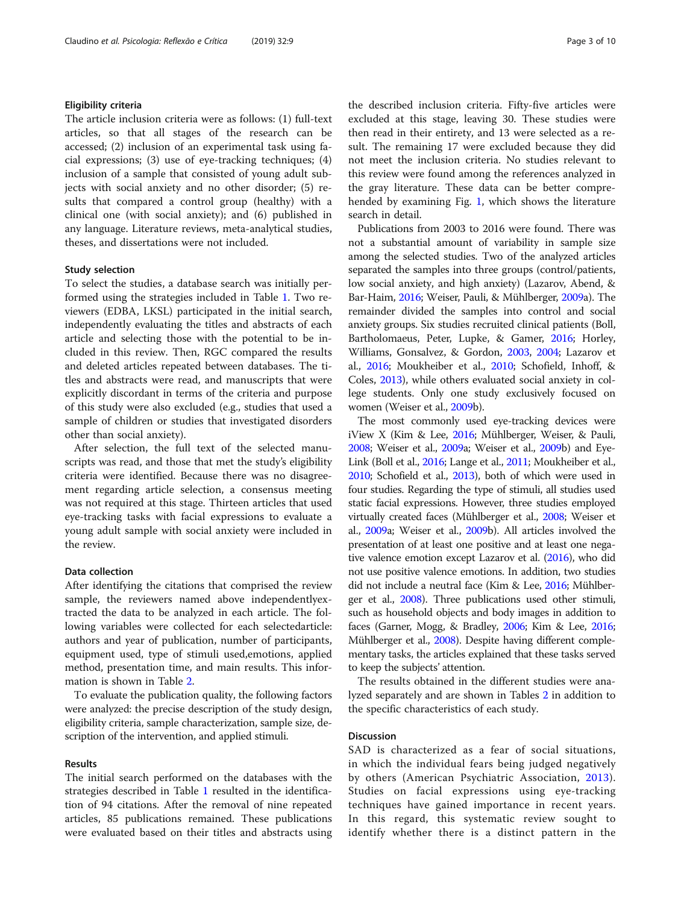### Eligibility criteria

The article inclusion criteria were as follows: (1) full-text articles, so that all stages of the research can be accessed; (2) inclusion of an experimental task using facial expressions; (3) use of eye-tracking techniques; (4) inclusion of a sample that consisted of young adult subjects with social anxiety and no other disorder; (5) results that compared a control group (healthy) with a clinical one (with social anxiety); and (6) published in any language. Literature reviews, meta-analytical studies, theses, and dissertations were not included.

### Study selection

To select the studies, a database search was initially performed using the strategies included in Table 1. Two reviewers (EDBA, LKSL) participated in the initial search, independently evaluating the titles and abstracts of each article and selecting those with the potential to be included in this review. Then, RGC compared the results and deleted articles repeated between databases. The titles and abstracts were read, and manuscripts that were explicitly discordant in terms of the criteria and purpose of this study were also excluded (e.g., studies that used a sample of children or studies that investigated disorders other than social anxiety).

After selection, the full text of the selected manuscripts was read, and those that met the study's eligibility criteria were identified. Because there was no disagreement regarding article selection, a consensus meeting was not required at this stage. Thirteen articles that used eye-tracking tasks with facial expressions to evaluate a young adult sample with social anxiety were included in the review.

### Data collection

After identifying the citations that comprised the review sample, the reviewers named above independentlyextracted the data to be analyzed in each article. The following variables were collected for each selectedarticle: authors and year of publication, number of participants, equipment used, type of stimuli used,emotions, applied method, presentation time, and main results. This information is shown in Table 2.

To evaluate the publication quality, the following factors were analyzed: the precise description of the study design, eligibility criteria, sample characterization, sample size, description of the intervention, and applied stimuli.

## Results

The initial search performed on the databases with the strategies described in Table 1 resulted in the identification of 94 citations. After the removal of nine repeated articles, 85 publications remained. These publications were evaluated based on their titles and abstracts using the described inclusion criteria. Fifty-five articles were excluded at this stage, leaving 30. These studies were then read in their entirety, and 13 were selected as a result. The remaining 17 were excluded because they did not meet the inclusion criteria. No studies relevant to this review were found among the references analyzed in the gray literature. These data can be better comprehended by examining Fig. 1, which shows the literature search in detail.

Publications from 2003 to 2016 were found. There was not a substantial amount of variability in sample size among the selected studies. Two of the analyzed articles separated the samples into three groups (control/patients, low social anxiety, and high anxiety) (Lazarov, Abend, & Bar-Haim, 2016; Weiser, Pauli, & Mühlberger, 2009a). The remainder divided the samples into control and social anxiety groups. Six studies recruited clinical patients (Boll, Bartholomaeus, Peter, Lupke, & Gamer, 2016; Horley, Williams, Gonsalvez, & Gordon, 2003, 2004; Lazarov et al., 2016; Moukheiber et al., 2010; Schofield, Inhoff, & Coles, 2013), while others evaluated social anxiety in college students. Only one study exclusively focused on women (Weiser et al., 2009b).

The most commonly used eye-tracking devices were iView X (Kim & Lee, 2016; Mühlberger, Weiser, & Pauli, 2008; Weiser et al., 2009a; Weiser et al., 2009b) and EyeLink (Boll et al., 2016; Lange et al., 2011; Moukheiber et al., 2010; Schofield et al., 2013), both of which were used in four studies. Regarding the type of stimuli, all studies used static facial expressions. However, three studies employed virtually created faces (Mühlberger et al., 2008; Weiser et al., 2009a; Weiser et al., 2009b). All articles involved the presentation of at least one positive and at least one negative valence emotion except Lazarov et al. (2016), who did not use positive valence emotions. In addition, two studies did not include a neutral face (Kim & Lee, 2016; Mühlberger et al., 2008). Three publications used other stimuli, such as household objects and body images in addition to faces (Garner, Mogg, & Bradley, 2006; Kim & Lee, 2016; Mühlberger et al., 2008). Despite having different complementary tasks, the articles explained that these tasks served to keep the subjects' attention.

The results obtained in the different studies were analyzed separately and are shown in Tables 2 in addition to the specific characteristics of each study.

## Discussion

SAD is characterized as a fear of social situations, in which the individual fears being judged negatively by others (American Psychiatric Association, 2013). Studies on facial expressions using eye-tracking techniques have gained importance in recent years. In this regard, this systematic review sought to identify whether there is a distinct pattern in the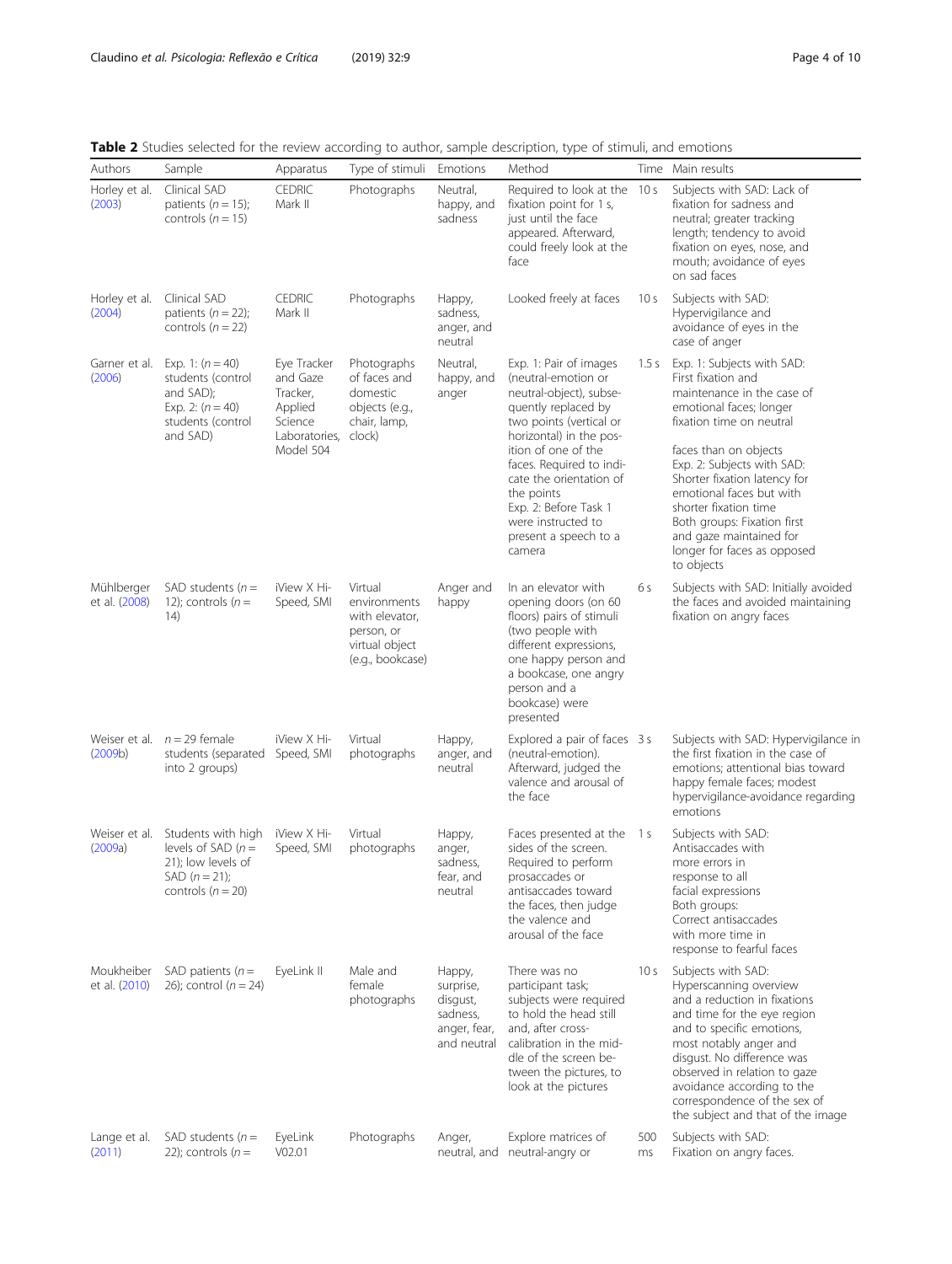**Table 2** Studies selected for the review according to author, sample description, type of stimuli, and emotions

| Authors | Sample | Apparatus | Type of stimuli | Emotions | Method | Time | Main results |
|---|---|---|---|---|---|---|---|
| Horley et al. (2003) | Clinical SAD patients ($n = 15$); controls ($n = 15$) | CEDRIC Mark II | Photographs | Neutral, happy, and sadness | Required to look at the fixation point for 1 s, just until the face appeared. Afterward, could freely look at the face | 10 s | Subjects with SAD: Lack of fixation for sadness and neutral; greater tracking length; tendency to avoid fixation on eyes, nose, and mouth; avoidance of eyes on sad faces |
| Horley et al. (2004) | Clinical SAD patients ($n = 22$); controls ($n = 22$) | CEDRIC Mark II | Photographs | Happy, sadness, anger, and neutral | Looked freely at faces | 10 s | Subjects with SAD: Hypervigilance and avoidance of eyes in the case of anger |
| Garner et al. (2006) | Exp. 1: ($n = 40$) students (control and SAD); Exp. 2: ($n = 40$) students (control and SAD) | Eye Tracker and Gaze Tracker, Applied Science Laboratories, Model 504 | Photographs of faces and domestic objects (e.g., chair, lamp, clock) | Neutral, happy, and anger | Exp. 1: Pair of images (neutral-emotion or neutral-object), subsequently replaced by two points (vertical or horizontal) in the position of one of the faces. Required to indicate the orientation of the points Exp. 2: Before Task 1 were instructed to present a speech to a camera | 1.5 s | Exp. 1: Subjects with SAD: First fixation and maintenance in the case of emotional faces; longer fixation time on neutral faces than on objects Exp. 2: Subjects with SAD: Shorter fixation latency for emotional faces but with shorter fixation time Both groups: Fixation first and gaze maintained for longer for faces as opposed to objects |
| Mühlberger et al. (2008) | SAD students ($n = 12$); controls ($n = 14$) | iView X Hi-Speed, SMI | Virtual environments with elevator, person, or virtual object (e.g., bookcase) | Anger and happy | In an elevator with opening doors (on 60 floors) pairs of stimuli (two people with different expressions, one happy person and a bookcase, one angry person and a bookcase) were presented | 6 s | Subjects with SAD: Initially avoided the faces and avoided maintaining fixation on angry faces |
| Weiser et al. (2009b) | $n = 29$ female students (separated into 2 groups) | iView X Hi-Speed, SMI | Virtual photographs | Happy, anger, and neutral | Explored a pair of faces (neutral-emotion). Afterward, judged the valence and arousal of the face | 3 s | Subjects with SAD: Hypervigilance in the first fixation in the case of emotions; attentional bias toward happy female faces; modest hypervigilance-avoidance regarding emotions |
| Weiser et al. (2009a) | Students with high levels of SAD ($n = 21$); low levels of SAD ($n = 21$); controls ($n = 20$) | iView X Hi-Speed, SMI | Virtual photographs | Happy, anger, sadness, fear, and neutral | Faces presented at the sides of the screen. Required to perform prosaccades or antisaccades toward the faces, then judge the valence and arousal of the face | 1 s | Subjects with SAD: Antisaccades with more errors in response to all facial expressions Both groups: Correct antisaccades with more time in response to fearful faces |
| Moukheiber et al. (2010) | SAD patients ($n = 26$); control ($n = 24$) | EyeLink II | Male and female photographs | Happy, surprise, disgust, sadness, anger, fear, and neutral | There was no participant task; subjects were required to hold the head still and, after cross-calibration in the middle of the screen between the pictures, to look at the pictures | 10 s | Subjects with SAD: Hyperscanning overview and a reduction in fixations and time for the eye region and to specific emotions, most notably anger and disgust. No difference was observed in relation to gaze avoidance according to the correspondence of the sex of the subject and that of the image |
| Lange et al. (2011) | SAD students ($n = 22$); controls ($n =$ | EyeLink V02.01 | Photographs | Anger, neutral, and | Explore matrices of neutral-angry or | 500 ms | Subjects with SAD: Fixation on angry faces. |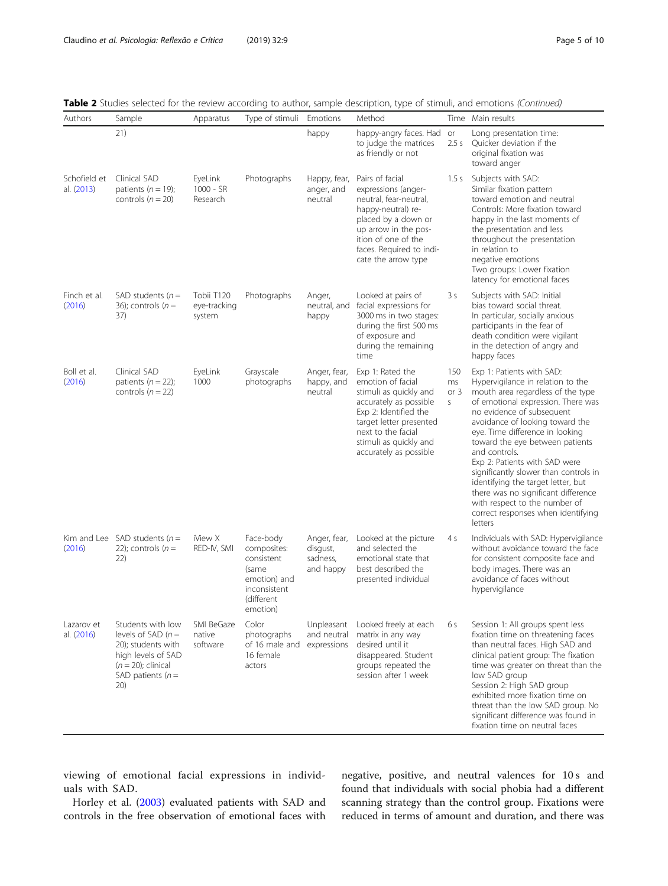**Table 2** Studies selected for the review according to author, sample description, type of stimuli, and emotions *(Continued)*

| Authors | Sample | Apparatus | Type of stimuli | Emotions | Method | Time | Main results |
|---|---|---|---|---|---|---|---|
| | 21) | | | happy | happy-angry faces. Had to judge the matrices as friendly or not | or 2.5 s | Long presentation time: Quicker deviation if the original fixation was toward anger |
| Schofield et al. (2013) | Clinical SAD patients ($n = 19$); controls ($n = 20$) | EyeLink 1000 - SR Research | Photographs | Happy, fear, anger, and neutral | Pairs of facial expressions (anger-neutral, fear-neutral, happy-neutral) replaced by a down or up arrow in the position of one of the faces. Required to indicate the arrow type | 1.5 s | Subjects with SAD: Similar fixation pattern toward emotion and neutral Controls: More fixation toward happy in the last moments of the presentation and less throughout the presentation in relation to negative emotions Two groups: Lower fixation latency for emotional faces |
| Finch et al. (2016) | SAD students ($n = 36$); controls ($n = 37$) | Tobii T120 eye-tracking system | Photographs | Anger, neutral, and happy | Looked at pairs of facial expressions for 3000 ms in two stages: during the first 500 ms of exposure and during the remaining time | 3 s | Subjects with SAD: Initial bias toward social threat. In particular, socially anxious participants in the fear of death condition were vigilant in the detection of angry and happy faces |
| Boll et al. (2016) | Clinical SAD patients ($n = 22$); controls ($n = 22$) | EyeLink 1000 | Grayscale photographs | Anger, fear, happy, and neutral | Exp 1: Rated the emotion of facial stimuli as quickly and accurately as possible Exp 2: Identified the target letter presented next to the facial stimuli as quickly and accurately as possible | 150 ms or 3 s | Exp 1: Patients with SAD: Hypervigilance in relation to the mouth area regardless of the type of emotional expression. There was no evidence of subsequent avoidance of looking toward the eye. Time difference in looking toward the eye between patients and controls. Exp 2: Patients with SAD were significantly slower than controls in identifying the target letter, but there was no significant difference with respect to the number of correct responses when identifying letters |
| Kim and Lee (2016) | SAD students ($n = 22$); controls ($n = 22$) | iView X RED-IV, SMI | Face-body composites: consistent (same emotion) and inconsistent (different emotion) | Anger, fear, disgust, sadness, and happy | Looked at the picture and selected the emotional state that best described the presented individual | 4 s | Individuals with SAD: Hypervigilance without avoidance toward the face for consistent composite face and body images. There was an avoidance of faces without hypervigilance |
| Lazarov et al. (2016) | Students with low levels of SAD ($n = 20$); students with high levels of SAD ($n = 20$); clinical SAD patients ($n = 20$) | SMI BeGaze native software | Color photographs of 16 male and 16 female actors | Unpleasant and neutral expressions | Looked freely at each matrix in any way desired until it disappeared. Student groups repeated the session after 1 week | 6 s | Session 1: All groups spent less fixation time on threatening faces than neutral faces. High SAD and clinical patient group: The fixation time was greater on threat than the low SAD group Session 2: High SAD group exhibited more fixation time on threat than the low SAD group. No significant difference was found in fixation time on neutral faces |

viewing of emotional facial expressions in individuals with SAD.

Horley et al. (2003) evaluated patients with SAD and controls in the free observation of emotional faces with negative, positive, and neutral valences for 10 s and found that individuals with social phobia had a different scanning strategy than the control group. Fixations were reduced in terms of amount and duration, and there was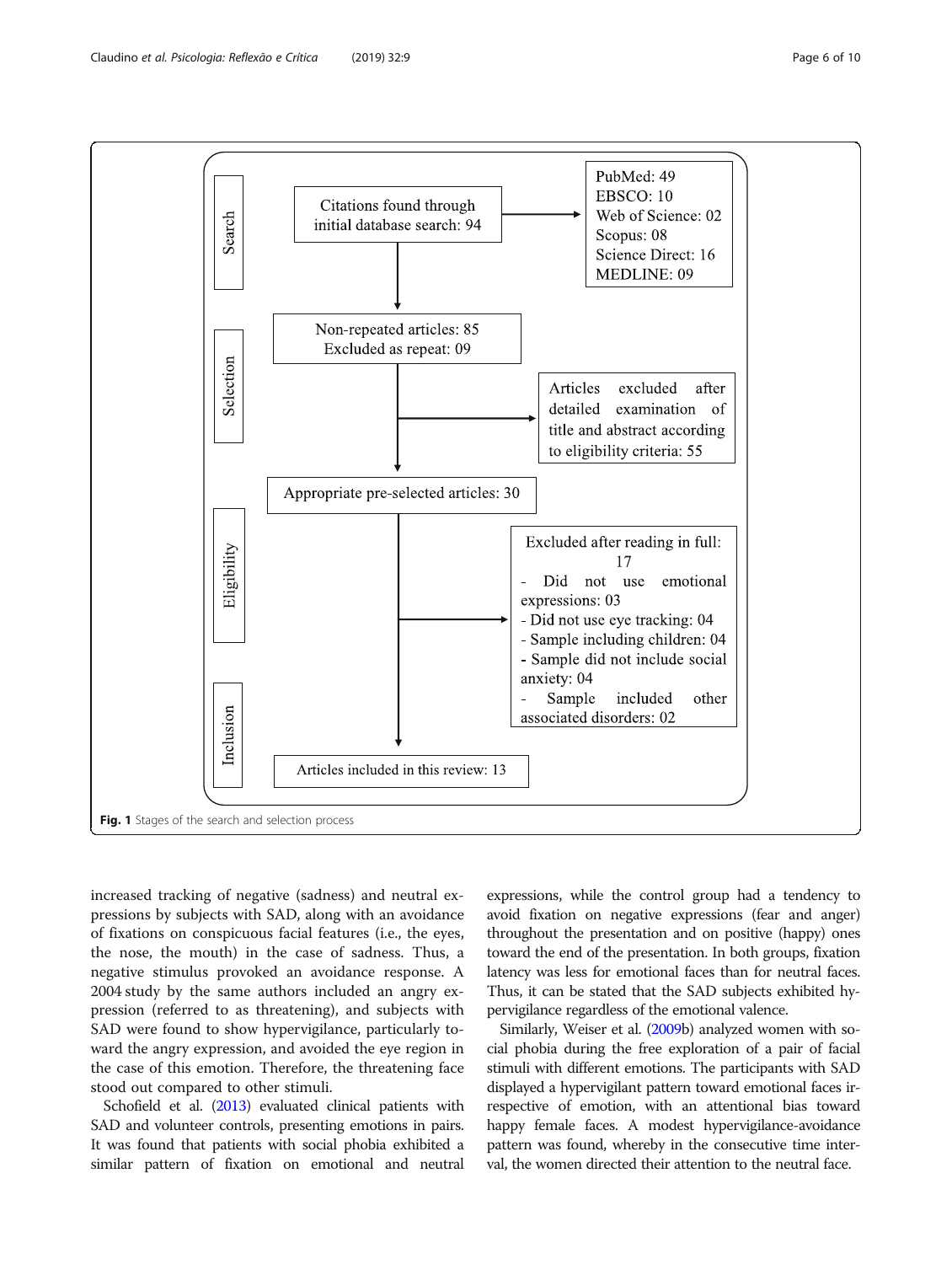Search

Citations found through initial database search: 94

PubMed: 49
EBSCO: 10
Web of Science: 02
Scopus: 08
Science Direct: 16
MEDLINE: 09

Selection

Non-repeated articles: 85
Excluded as repeat: 09

Articles excluded after detailed examination of title and abstract according to eligibility criteria: 55

Appropriate pre-selected articles: 30

Eligibility

Excluded after reading in full: 17
- Did not use emotional expressions: 03
- Did not use eye tracking: 04
- Sample including children: 04
- Sample did not include social anxiety: 04
- Sample included other associated disorders: 02

Inclusion

Articles included in this review: 13

**Fig. 1** Stages of the search and selection process

increased tracking of negative (sadness) and neutral expressions by subjects with SAD, along with an avoidance of fixations on conspicuous facial features (i.e., the eyes, the nose, the mouth) in the case of sadness. Thus, a negative stimulus provoked an avoidance response. A 2004 study by the same authors included an angry expression (referred to as threatening), and subjects with SAD were found to show hypervigilance, particularly toward the angry expression, and avoided the eye region in the case of this emotion. Therefore, the threatening face stood out compared to other stimuli.

Schofield et al. (2013) evaluated clinical patients with SAD and volunteer controls, presenting emotions in pairs. It was found that patients with social phobia exhibited a similar pattern of fixation on emotional and neutral expressions, while the control group had a tendency to avoid fixation on negative expressions (fear and anger) throughout the presentation and on positive (happy) ones toward the end of the presentation. In both groups, fixation latency was less for emotional faces than for neutral faces. Thus, it can be stated that the SAD subjects exhibited hypervigilance regardless of the emotional valence.

Similarly, Weiser et al. (2009b) analyzed women with social phobia during the free exploration of a pair of facial stimuli with different emotions. The participants with SAD displayed a hypervigilant pattern toward emotional faces irrespective of emotion, with an attentional bias toward happy female faces. A modest hypervigilance-avoidance pattern was found, whereby in the consecutive time interval, the women directed their attention to the neutral face.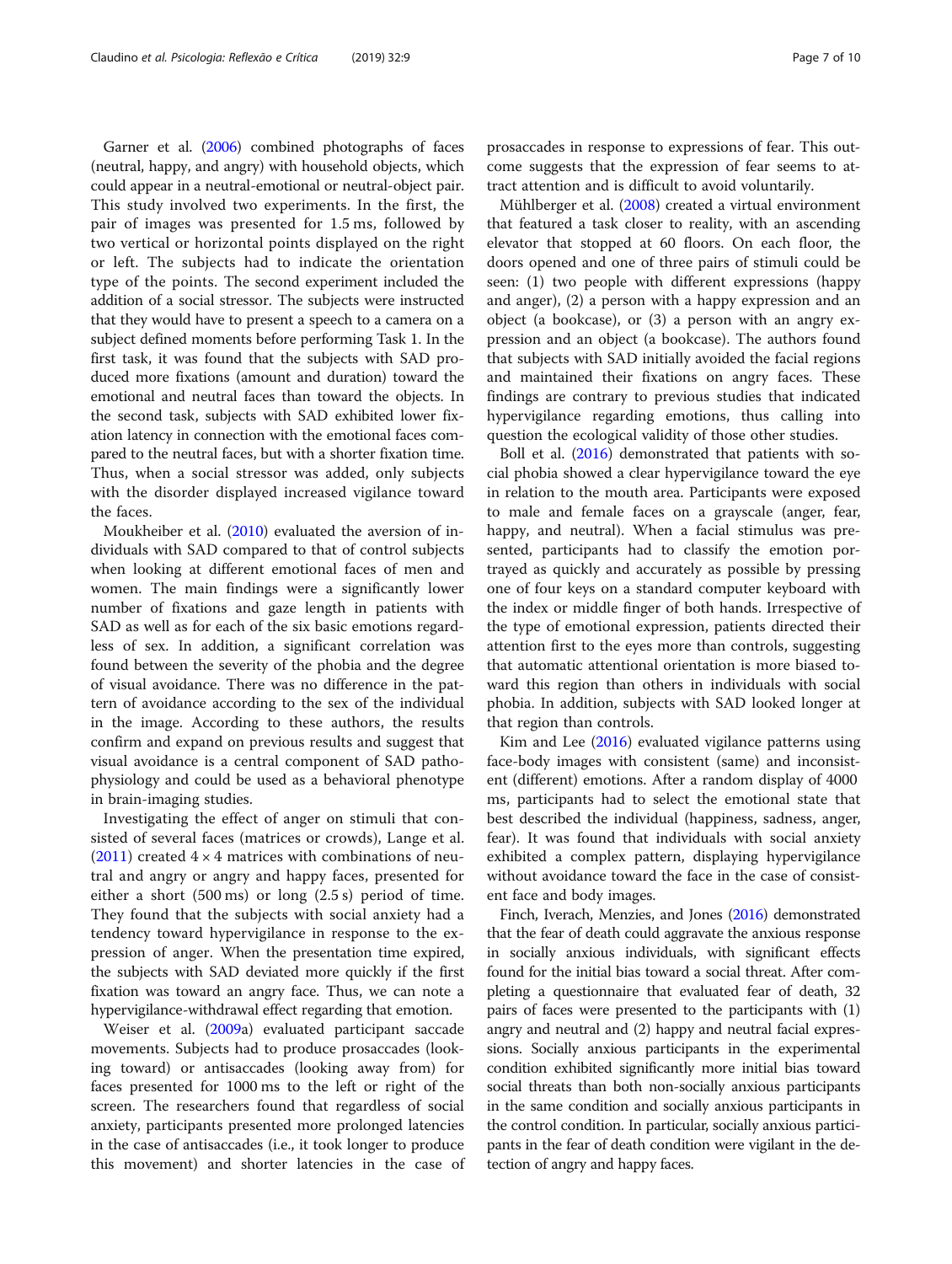Garner et al. (2006) combined photographs of faces (neutral, happy, and angry) with household objects, which could appear in a neutral-emotional or neutral-object pair. This study involved two experiments. In the first, the pair of images was presented for 1.5 ms, followed by two vertical or horizontal points displayed on the right or left. The subjects had to indicate the orientation type of the points. The second experiment included the addition of a social stressor. The subjects were instructed that they would have to present a speech to a camera on a subject defined moments before performing Task 1. In the first task, it was found that the subjects with SAD produced more fixations (amount and duration) toward the emotional and neutral faces than toward the objects. In the second task, subjects with SAD exhibited lower fixation latency in connection with the emotional faces compared to the neutral faces, but with a shorter fixation time. Thus, when a social stressor was added, only subjects with the disorder displayed increased vigilance toward the faces.

Moukheiber et al. (2010) evaluated the aversion of individuals with SAD compared to that of control subjects when looking at different emotional faces of men and women. The main findings were a significantly lower number of fixations and gaze length in patients with SAD as well as for each of the six basic emotions regardless of sex. In addition, a significant correlation was found between the severity of the phobia and the degree of visual avoidance. There was no difference in the pattern of avoidance according to the sex of the individual in the image. According to these authors, the results confirm and expand on previous results and suggest that visual avoidance is a central component of SAD pathophysiology and could be used as a behavioral phenotype in brain-imaging studies.

Investigating the effect of anger on stimuli that consisted of several faces (matrices or crowds), Lange et al. (2011) created $4 \times 4$ matrices with combinations of neutral and angry or angry and happy faces, presented for either a short (500 ms) or long (2.5 s) period of time. They found that the subjects with social anxiety had a tendency toward hypervigilance in response to the expression of anger. When the presentation time expired, the subjects with SAD deviated more quickly if the first fixation was toward an angry face. Thus, we can note a hypervigilance-withdrawal effect regarding that emotion.

Weiser et al. (2009a) evaluated participant saccade movements. Subjects had to produce prosaccades (looking toward) or antisaccades (looking away from) for faces presented for 1000 ms to the left or right of the screen. The researchers found that regardless of social anxiety, participants presented more prolonged latencies in the case of antisaccades (i.e., it took longer to produce this movement) and shorter latencies in the case of prosaccades in response to expressions of fear. This outcome suggests that the expression of fear seems to attract attention and is difficult to avoid voluntarily.

Mühlberger et al. (2008) created a virtual environment that featured a task closer to reality, with an ascending elevator that stopped at 60 floors. On each floor, the doors opened and one of three pairs of stimuli could be seen: (1) two people with different expressions (happy and anger), (2) a person with a happy expression and an object (a bookcase), or (3) a person with an angry expression and an object (a bookcase). The authors found that subjects with SAD initially avoided the facial regions and maintained their fixations on angry faces. These findings are contrary to previous studies that indicated hypervigilance regarding emotions, thus calling into question the ecological validity of those other studies.

Boll et al. (2016) demonstrated that patients with social phobia showed a clear hypervigilance toward the eye in relation to the mouth area. Participants were exposed to male and female faces on a grayscale (anger, fear, happy, and neutral). When a facial stimulus was presented, participants had to classify the emotion portrayed as quickly and accurately as possible by pressing one of four keys on a standard computer keyboard with the index or middle finger of both hands. Irrespective of the type of emotional expression, patients directed their attention first to the eyes more than controls, suggesting that automatic attentional orientation is more biased toward this region than others in individuals with social phobia. In addition, subjects with SAD looked longer at that region than controls.

Kim and Lee (2016) evaluated vigilance patterns using face-body images with consistent (same) and inconsistent (different) emotions. After a random display of 4000 ms, participants had to select the emotional state that best described the individual (happiness, sadness, anger, fear). It was found that individuals with social anxiety exhibited a complex pattern, displaying hypervigilance without avoidance toward the face in the case of consistent face and body images.

Finch, Iverach, Menzies, and Jones (2016) demonstrated that the fear of death could aggravate the anxious response in socially anxious individuals, with significant effects found for the initial bias toward a social threat. After completing a questionnaire that evaluated fear of death, 32 pairs of faces were presented to the participants with (1) angry and neutral and (2) happy and neutral facial expressions. Socially anxious participants in the experimental condition exhibited significantly more initial bias toward social threats than both non-socially anxious participants in the same condition and socially anxious participants in the control condition. In particular, socially anxious participants in the fear of death condition were vigilant in the detection of angry and happy faces.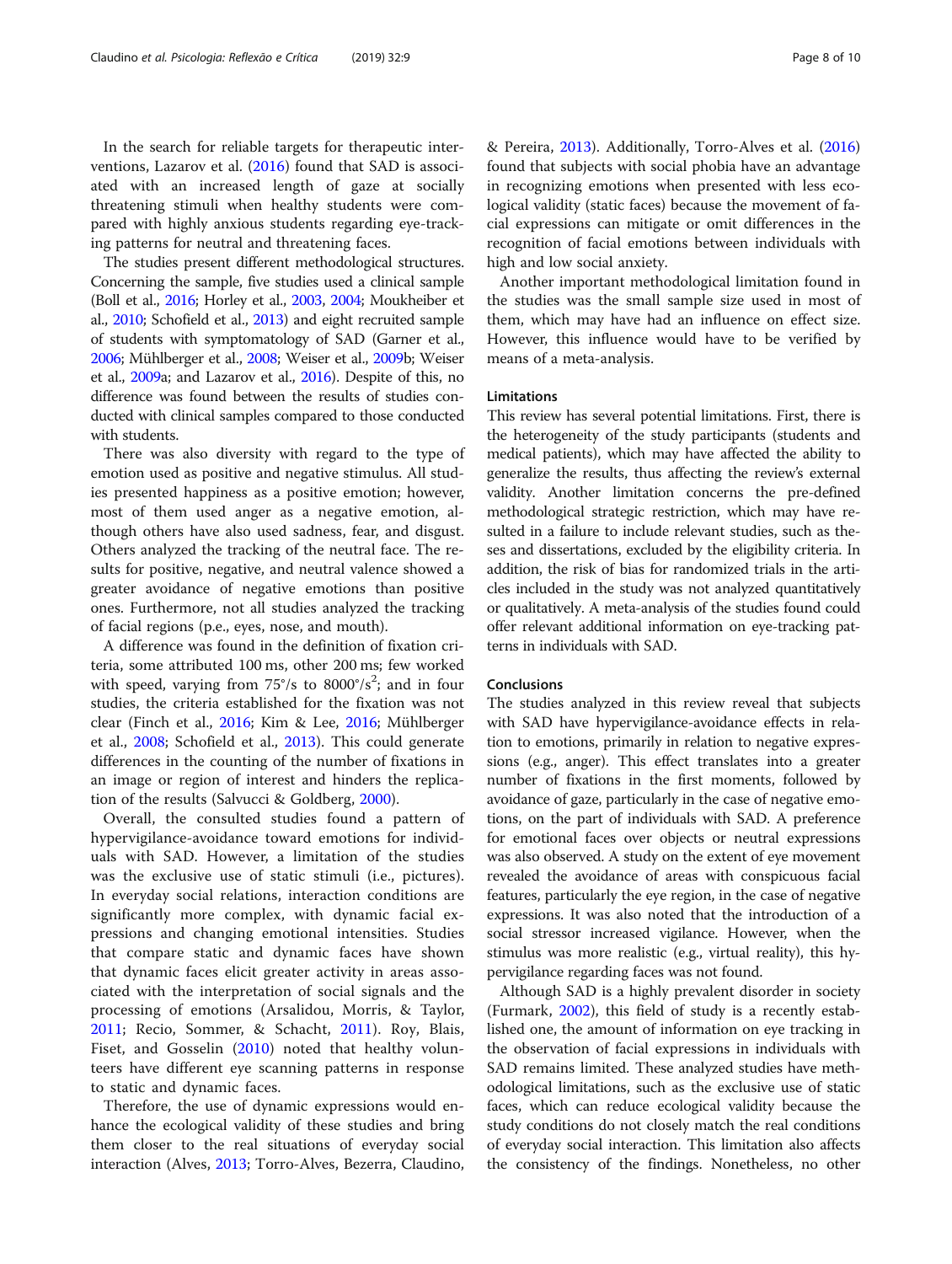In the search for reliable targets for therapeutic interventions, Lazarov et al. (2016) found that SAD is associated with an increased length of gaze at socially threatening stimuli when healthy students were compared with highly anxious students regarding eye-tracking patterns for neutral and threatening faces.

The studies present different methodological structures. Concerning the sample, five studies used a clinical sample (Boll et al., 2016; Horley et al., 2003, 2004; Moukheiber et al., 2010; Schofield et al., 2013) and eight recruited sample of students with symptomatology of SAD (Garner et al., 2006; Mühlberger et al., 2008; Weiser et al., 2009b; Weiser et al., 2009a; and Lazarov et al., 2016). Despite of this, no difference was found between the results of studies conducted with clinical samples compared to those conducted with students.

There was also diversity with regard to the type of emotion used as positive and negative stimulus. All studies presented happiness as a positive emotion; however, most of them used anger as a negative emotion, although others have also used sadness, fear, and disgust. Others analyzed the tracking of the neutral face. The results for positive, negative, and neutral valence showed a greater avoidance of negative emotions than positive ones. Furthermore, not all studies analyzed the tracking of facial regions (p.e., eyes, nose, and mouth).

A difference was found in the definition of fixation criteria, some attributed 100 ms, other 200 ms; few worked with speed, varying from 75°/s to 8000°/s$^2$; and in four studies, the criteria established for the fixation was not clear (Finch et al., 2016; Kim & Lee, 2016; Mühlberger et al., 2008; Schofield et al., 2013). This could generate differences in the counting of the number of fixations in an image or region of interest and hinders the replication of the results (Salvucci & Goldberg, 2000).

Overall, the consulted studies found a pattern of hypervigilance-avoidance toward emotions for individuals with SAD. However, a limitation of the studies was the exclusive use of static stimuli (i.e., pictures). In everyday social relations, interaction conditions are significantly more complex, with dynamic facial expressions and changing emotional intensities. Studies that compare static and dynamic faces have shown that dynamic faces elicit greater activity in areas associated with the interpretation of social signals and the processing of emotions (Arsalidou, Morris, & Taylor, 2011; Recio, Sommer, & Schacht, 2011). Roy, Blais, Fiset, and Gosselin (2010) noted that healthy volunteers have different eye scanning patterns in response to static and dynamic faces.

Therefore, the use of dynamic expressions would enhance the ecological validity of these studies and bring them closer to the real situations of everyday social interaction (Alves, 2013; Torro-Alves, Bezerra, Claudino, & Pereira, 2013). Additionally, Torro-Alves et al. (2016) found that subjects with social phobia have an advantage in recognizing emotions when presented with less ecological validity (static faces) because the movement of facial expressions can mitigate or omit differences in the recognition of facial emotions between individuals with high and low social anxiety.

Another important methodological limitation found in the studies was the small sample size used in most of them, which may have had an influence on effect size. However, this influence would have to be verified by means of a meta-analysis.

## Limitations

This review has several potential limitations. First, there is the heterogeneity of the study participants (students and medical patients), which may have affected the ability to generalize the results, thus affecting the review's external validity. Another limitation concerns the pre-defined methodological strategic restriction, which may have resulted in a failure to include relevant studies, such as theses and dissertations, excluded by the eligibility criteria. In addition, the risk of bias for randomized trials in the articles included in the study was not analyzed quantitatively or qualitatively. A meta-analysis of the studies found could offer relevant additional information on eye-tracking patterns in individuals with SAD.

## Conclusions

The studies analyzed in this review reveal that subjects with SAD have hypervigilance-avoidance effects in relation to emotions, primarily in relation to negative expressions (e.g., anger). This effect translates into a greater number of fixations in the first moments, followed by avoidance of gaze, particularly in the case of negative emotions, on the part of individuals with SAD. A preference for emotional faces over objects or neutral expressions was also observed. A study on the extent of eye movement revealed the avoidance of areas with conspicuous facial features, particularly the eye region, in the case of negative expressions. It was also noted that the introduction of a social stressor increased vigilance. However, when the stimulus was more realistic (e.g., virtual reality), this hypervigilance regarding faces was not found.

Although SAD is a highly prevalent disorder in society (Furmark, 2002), this field of study is a recently established one, the amount of information on eye tracking in the observation of facial expressions in individuals with SAD remains limited. These analyzed studies have methodological limitations, such as the exclusive use of static faces, which can reduce ecological validity because the study conditions do not closely match the real conditions of everyday social interaction. This limitation also affects the consistency of the findings. Nonetheless, no other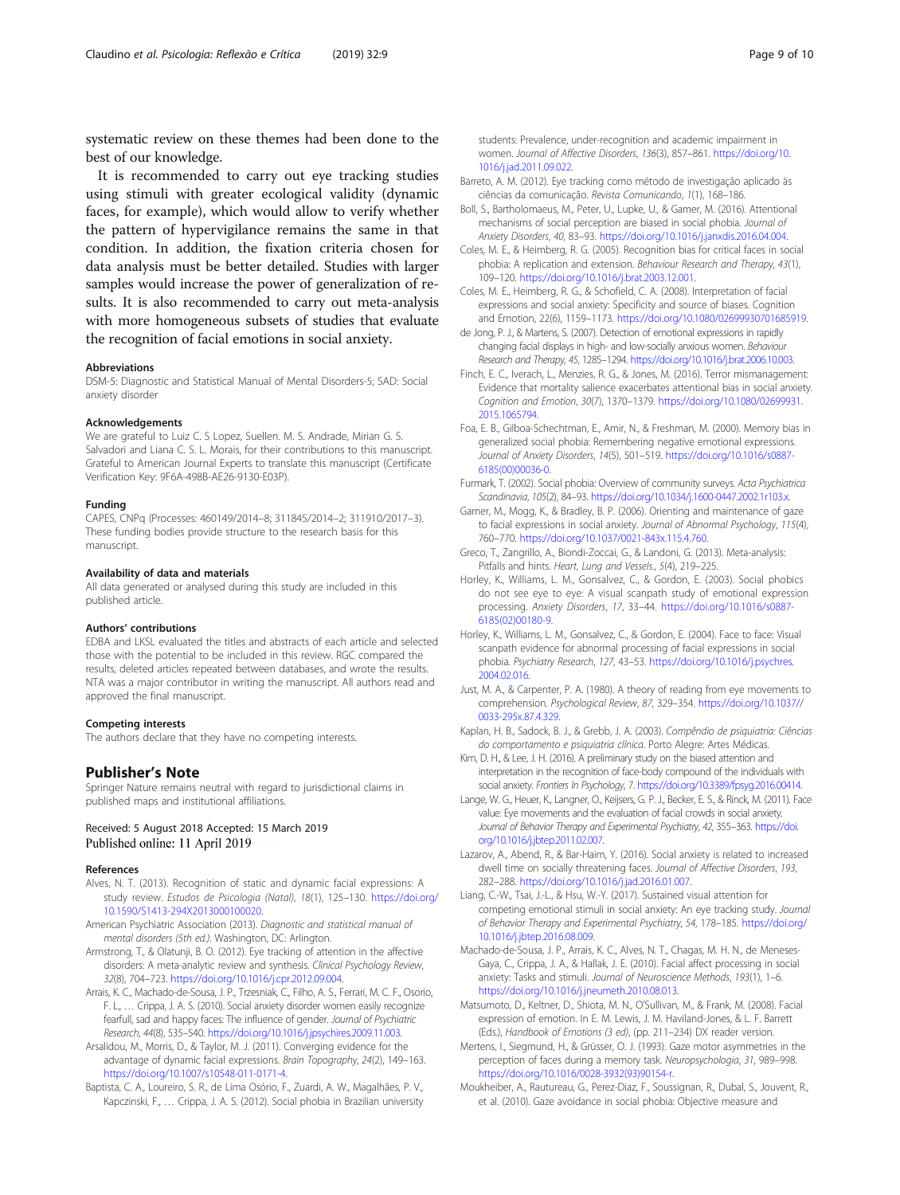systematic review on these themes had been done to the best of our knowledge.

It is recommended to carry out eye tracking studies using stimuli with greater ecological validity (dynamic faces, for example), which would allow to verify whether the pattern of hypervigilance remains the same in that condition. In addition, the fixation criteria chosen for data analysis must be better detailed. Studies with larger samples would increase the power of generalization of results. It is also recommended to carry out meta-analysis with more homogeneous subsets of studies that evaluate the recognition of facial emotions in social anxiety.

#### Abbreviations

DSM-5: Diagnostic and Statistical Manual of Mental Disorders-5; SAD: Social anxiety disorder

#### Acknowledgements

We are grateful to Luiz C. S Lopez, Suellen. M. S. Andrade, Mirian G. S. Salvadori and Liana C. S. L. Morais, for their contributions to this manuscript. Grateful to American Journal Experts to translate this manuscript (Certificate Verification Key: 9F6A-498B-AE26-9130-E03P).

#### Funding

CAPES, CNPq (Processes: 460149/2014–8; 311845/2014–2; 311910/2017–3). These funding bodies provide structure to the research basis for this manuscript.

#### Availability of data and materials

All data generated or analysed during this study are included in this published article.

#### Authors' contributions

EDBA and LKSL evaluated the titles and abstracts of each article and selected those with the potential to be included in this review. RGC compared the results, deleted articles repeated between databases, and wrote the results. NTA was a major contributor in writing the manuscript. All authors read and approved the final manuscript.

#### Competing interests

The authors declare that they have no competing interests.

## Publisher's Note

Springer Nature remains neutral with regard to jurisdictional claims in published maps and institutional affiliations.

Received: 5 August 2018 Accepted: 15 March 2019
Published online: 11 April 2019

#### References

Alves, N. T. (2013). Recognition of static and dynamic facial expressions: A study review. *Estudos de Psicologia (Natal)*, *18*(1), 125–130. https://doi.org/10.1590/S1413-294X2013000100020.

American Psychiatric Association (2013). *Diagnostic and statistical manual of mental disorders (5th ed.)*. Washington, DC: Arlington.

Armstrong, T., & Olatunji, B. O. (2012). Eye tracking of attention in the affective disorders: A meta-analytic review and synthesis. *Clinical Psychology Review*, *32*(8), 704–723. https://doi.org/10.1016/j.cpr.2012.09.004.

Arrais, K. C., Machado-de-Sousa, J. P., Trzesniak, C., Filho, A. S., Ferrari, M. C. F., Osorio, F. L., … Crippa, J. A. S. (2010). Social anxiety disorder women easily recognize fearfull, sad and happy faces: The influence of gender. *Journal of Psychiatric Research*, *44*(8), 535–540. https://doi.org/10.1016/j.jpsychires.2009.11.003.

Arsalidou, M., Morris, D., & Taylor, M. J. (2011). Converging evidence for the advantage of dynamic facial expressions. *Brain Topography*, *24*(2), 149–163. https://doi.org/10.1007/s10548-011-0171-4.

Baptista, C. A., Loureiro, S. R., de Lima Osório, F., Zuardi, A. W., Magalhães, P. V., Kapczinski, F., … Crippa, J. A. S. (2012). Social phobia in Brazilian university students: Prevalence, under-recognition and academic impairment in women. *Journal of Affective Disorders*, *136*(3), 857–861. https://doi.org/10.1016/j.jad.2011.09.022.

Barreto, A. M. (2012). Eye tracking como método de investigação aplicado às ciências da comunicação. *Revista Comunicando*, *1*(1), 168–186.

Boll, S., Bartholomaeus, M., Peter, U., Lupke, U., & Gamer, M. (2016). Attentional mechanisms of social perception are biased in social phobia. *Journal of Anxiety Disorders*, *40*, 83–93. https://doi.org/10.1016/j.janxdis.2016.04.004.

Coles, M. E., & Heimberg, R. G. (2005). Recognition bias for critical faces in social phobia: A replication and extension. *Behaviour Research and Therapy*, *43*(1), 109–120. https://doi.org/10.1016/j.brat.2003.12.001.

Coles, M. E., Heimberg, R. G., & Schofield, C. A. (2008). Interpretation of facial expressions and social anxiety: Specificity and source of biases. Cognition and Emotion, 22(6), 1159–1173. https://doi.org/10.1080/02699930701685919.

de Jong, P. J., & Martens, S. (2007). Detection of emotional expressions in rapidly changing facial displays in high- and low-socially anxious women. *Behaviour Research and Therapy*, *45*, 1285–1294. https://doi.org/10.1016/j.brat.2006.10.003.

Finch, E. C., Iverach, L., Menzies, R. G., & Jones, M. (2016). Terror mismanagement: Evidence that mortality salience exacerbates attentional bias in social anxiety. *Cognition and Emotion*, *30*(7), 1370–1379. https://doi.org/10.1080/02699931.2015.1065794.

Foa, E. B., Gilboa-Schechtman, E., Amir, N., & Freshman, M. (2000). Memory bias in generalized social phobia: Remembering negative emotional expressions. *Journal of Anxiety Disorders*, *14*(5), 501–519. https://doi.org/10.1016/s0887-6185(00)00036-0.

Furmark, T. (2002). Social phobia: Overview of community surveys. *Acta Psychiatrica Scandinavia*, *105*(2), 84–93. https://doi.org/10.1034/j.1600-0447.2002.1r103.x.

Garner, M., Mogg, K., & Bradley, B. P. (2006). Orienting and maintenance of gaze to facial expressions in social anxiety. *Journal of Abnormal Psychology*, *115*(4), 760–770. https://doi.org/10.1037/0021-843x.115.4.760.

Greco, T., Zangrillo, A., Biondi-Zoccai, G., & Landoni, G. (2013). Meta-analysis: Pitfalls and hints. *Heart, Lung and Vessels.*, *5*(4), 219–225.

Horley, K., Williams, L. M., Gonsalvez, C., & Gordon, E. (2003). Social phobics do not see eye to eye: A visual scanpath study of emotional expression processing. *Anxiety Disorders*, *17*, 33–44. https://doi.org/10.1016/s0887-6185(02)00180-9.

Horley, K., Williams, L. M., Gonsalvez, C., & Gordon, E. (2004). Face to face: Visual scanpath evidence for abnormal processing of facial expressions in social phobia. *Psychiatry Research*, *127*, 43–53. https://doi.org/10.1016/j.psychres.2004.02.016.

Just, M. A., & Carpenter, P. A. (1980). A theory of reading from eye movements to comprehension. *Psychological Review*, *87*, 329–354. https://doi.org/10.1037//0033-295x.87.4.329.

Kaplan, H. B., Sadock, B. J., & Grebb, J. A. (2003). *Compêndio de psiquiatria: Ciências do comportamento e psiquiatria clínica*. Porto Alegre: Artes Médicas.

Kim, D. H., & Lee, J. H. (2016). A preliminary study on the biased attention and interpretation in the recognition of face-body compound of the individuals with social anxiety. *Frontiers In Psychology*, *7*. https://doi.org/10.3389/fpsyg.2016.00414.

Lange, W. G., Heuer, K., Langner, O., Keijsers, G. P. J., Becker, E. S., & Rinck, M. (2011). Face value: Eye movements and the evaluation of facial crowds in social anxiety. *Journal of Behavior Therapy and Experimental Psychiatry*, *42*, 355–363. https://doi.org/10.1016/j.jbtep.2011.02.007.

Lazarov, A., Abend, R., & Bar-Haim, Y. (2016). Social anxiety is related to increased dwell time on socially threatening faces. *Journal of Affective Disorders*, *193*, 282–288. https://doi.org/10.1016/j.jad.2016.01.007.

Liang, C.-W., Tsai, J.-L., & Hsu, W.-Y. (2017). Sustained visual attention for competing emotional stimuli in social anxiety: An eye tracking study. *Journal of Behavior Therapy and Experimental Psychiatry*, *54*, 178–185. https://doi.org/10.1016/j.jbtep.2016.08.009.

Machado-de-Sousa, J. P., Arrais, K. C., Alves, N. T., Chagas, M. H. N., de Meneses-Gaya, C., Crippa, J. A., & Hallak, J. E. (2010). Facial affect processing in social anxiety: Tasks and stimuli. *Journal of Neuroscience Methods*, *193*(1), 1–6. https://doi.org/10.1016/j.jneumeth.2010.08.013.

Matsumoto, D., Keltner, D., Shiota, M. N., O'Sullivan, M., & Frank, M. (2008). Facial expression of emotion. In E. M. Lewis, J. M. Haviland-Jones, & L. F. Barrett (Eds.), *Handbook of Emotions (3 ed)*, (pp. 211–234) DX reader version.

Mertens, I., Siegmund, H., & Grüsser, O. J. (1993). Gaze motor asymmetries in the perception of faces during a memory task. *Neuropsychologia*, *31*, 989–998. https://doi.org/10.1016/0028-3932(93)90154-r.

Moukheiber, A., Rautureau, G., Perez-Diaz, F., Soussignan, R., Dubal, S., Jouvent, R., et al. (2010). Gaze avoidance in social phobia: Objective measure and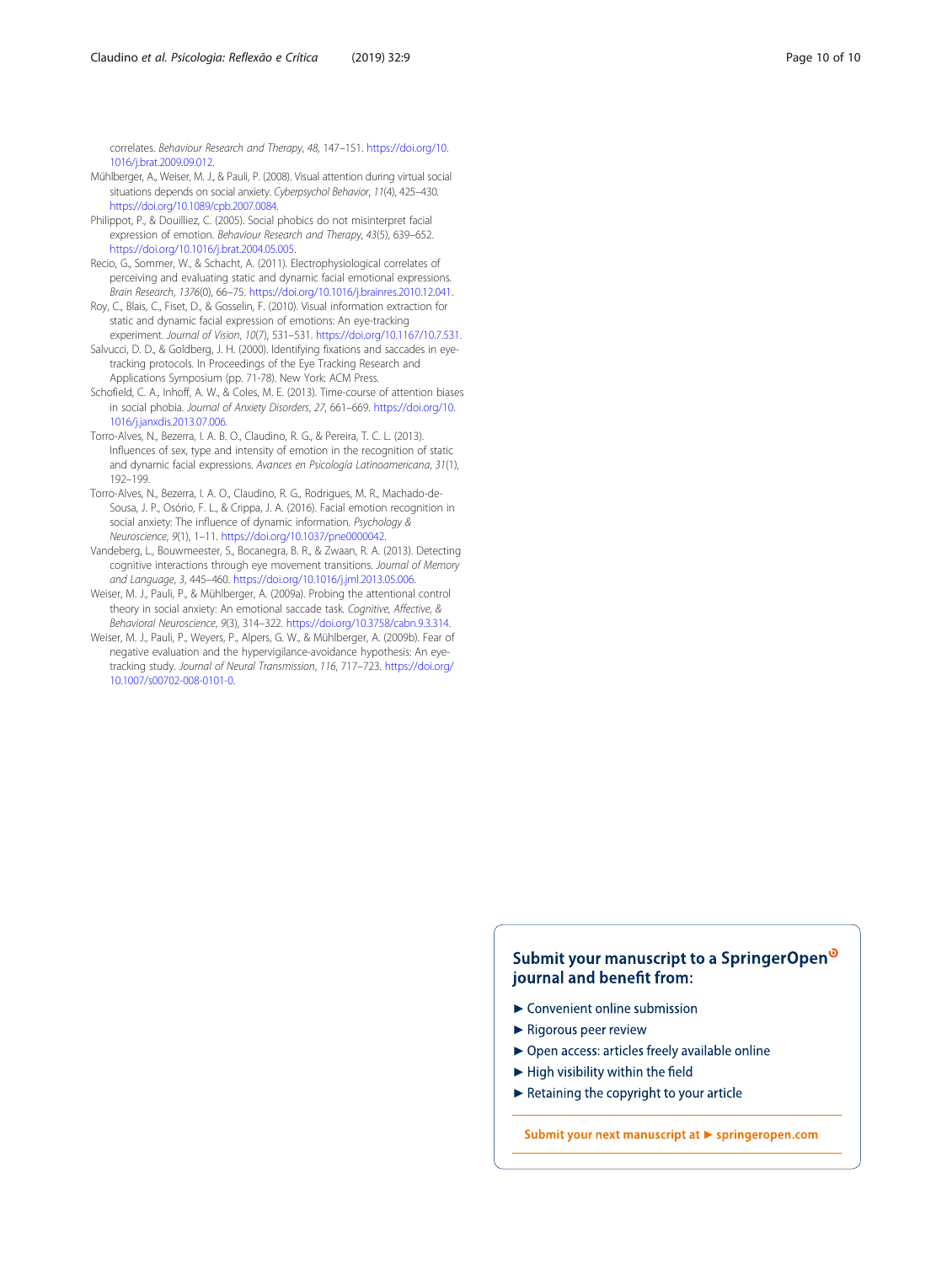correlates. *Behaviour Research and Therapy*, *48*, 147–151. https://doi.org/10.1016/j.brat.2009.09.012.

Mühlberger, A., Weiser, M. J., & Pauli, P. (2008). Visual attention during virtual social situations depends on social anxiety. *Cyberpsychol Behavior*, *11*(4), 425–430. https://doi.org/10.1089/cpb.2007.0084.

Philippot, P., & Douilliez, C. (2005). Social phobics do not misinterpret facial expression of emotion. *Behaviour Research and Therapy*, *43*(5), 639–652. https://doi.org/10.1016/j.brat.2004.05.005.

Recio, G., Sommer, W., & Schacht, A. (2011). Electrophysiological correlates of perceiving and evaluating static and dynamic facial emotional expressions. *Brain Research*, *1376*(0), 66–75. https://doi.org/10.1016/j.brainres.2010.12.041.

Roy, C., Blais, C., Fiset, D., & Gosselin, F. (2010). Visual information extraction for static and dynamic facial expression of emotions: An eye-tracking experiment. *Journal of Vision*, *10*(7), 531–531. https://doi.org/10.1167/10.7.531.

Salvucci, D. D., & Goldberg, J. H. (2000). Identifying fixations and saccades in eye-tracking protocols. In Proceedings of the Eye Tracking Research and Applications Symposium (pp. 71-78). New York: ACM Press.

Schofield, C. A., Inhoff, A. W., & Coles, M. E. (2013). Time-course of attention biases in social phobia. *Journal of Anxiety Disorders*, *27*, 661–669. https://doi.org/10.1016/j.janxdis.2013.07.006.

Torro-Alves, N., Bezerra, I. A. B. O., Claudino, R. G., & Pereira, T. C. L. (2013). Influences of sex, type and intensity of emotion in the recognition of static and dynamic facial expressions. *Avances en Psicología Latinoamericana*, *31*(1), 192–199.

Torro-Alves, N., Bezerra, I. A. O., Claudino, R. G., Rodrigues, M. R., Machado-de-Sousa, J. P., Osório, F. L., & Crippa, J. A. (2016). Facial emotion recognition in social anxiety: The influence of dynamic information. *Psychology & Neuroscience*, *9*(1), 1–11. https://doi.org/10.1037/pne0000042.

Vandeberg, L., Bouwmeester, S., Bocanegra, B. R., & Zwaan, R. A. (2013). Detecting cognitive interactions through eye movement transitions. *Journal of Memory and Language*, *3*, 445–460. https://doi.org/10.1016/j.jml.2013.05.006.

Weiser, M. J., Pauli, P., & Mühlberger, A. (2009a). Probing the attentional control theory in social anxiety: An emotional saccade task. *Cognitive, Affective, & Behavioral Neuroscience*, *9*(3), 314–322. https://doi.org/10.3758/cabn.9.3.314.

Weiser, M. J., Pauli, P., Weyers, P., Alpers, G. W., & Mühlberger, A. (2009b). Fear of negative evaluation and the hypervigilance-avoidance hypothesis: An eye-tracking study. *Journal of Neural Transmission*, *116*, 717–723. https://doi.org/10.1007/s00702-008-0101-0.

**Submit your manuscript to a SpringerOpen journal and benefit from:**

- ► Convenient online submission
- ► Rigorous peer review
- ► Open access: articles freely available online
- ► High visibility within the field
- ► Retaining the copyright to your article

**Submit your next manuscript at ► springeropen.com**